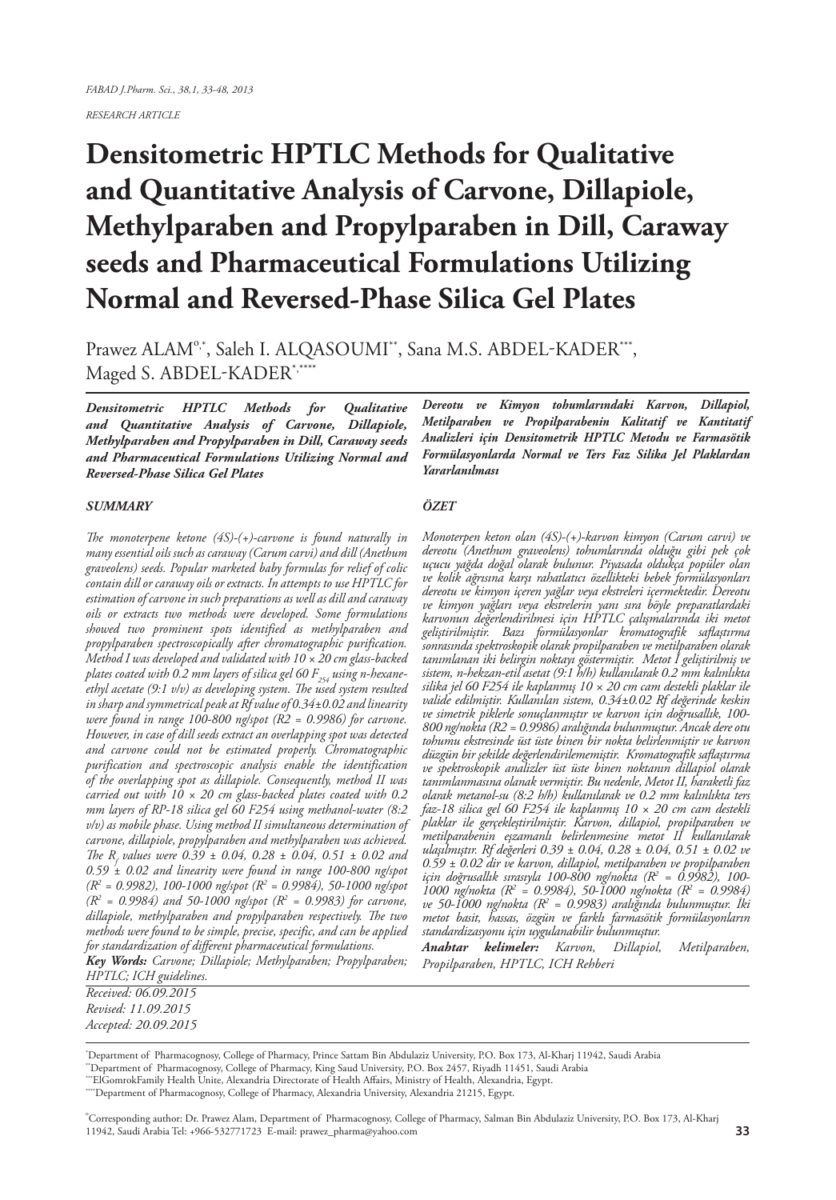*RESEARCH ARTICLE*

# Densitometric HPTLC Methods for Qualitative and Quantitative Analysis of Carvone, Dillapiole, Methylparaben and Propylparaben in Dill, Caraway seeds and Pharmaceutical Formulations Utilizing Normal and Reversed-Phase Silica Gel Plates

Prawez ALAM[o,*], Saleh I. ALQASOUMI[**], Sana M.S. ABDEL-KADER[***], Maged S. ABDEL-KADER[*,****]

***Densitometric HPTLC Methods for Qualitative and Quantitative Analysis of Carvone, Dillapiole, Methylparaben and Propylparaben in Dill, Caraway seeds and Pharmaceutical Formulations Utilizing Normal and Reversed-Phase Silica Gel Plates***

### *SUMMARY*

*The monoterpene ketone (4S)-(+)-carvone is found naturally in many essential oils such as caraway (Carum carvi) and dill (Anethum graveolens) seeds. Popular marketed baby formulas for relief of colic contain dill or caraway oils or extracts. In attempts to use HPTLC for estimation of carvone in such preparations as well as dill and caraway oils or extracts two methods were developed. Some formulations showed two prominent spots identified as methylparaben and propylparaben spectroscopically after chromatographic purification. Method I was developed and validated with 10 × 20 cm glass-backed plates coated with 0.2 mm layers of silica gel 60 $F_{254}$ using n-hexane-ethyl acetate (9:1 v/v) as developing system. The used system resulted in sharp and symmetrical peak at Rf value of 0.34±0.02 and linearity were found in range 100-800 ng/spot (R2 = 0.9986) for carvone. However, in case of dill seeds extract an overlapping spot was detected and carvone could not be estimated properly. Chromatographic purification and spectroscopic analysis enable the identification of the overlapping spot as dillapiole. Consequently, method II was carried out with 10 × 20 cm glass-backed plates coated with 0.2 mm layers of RP-18 silica gel 60 F254 using methanol-water (8:2 v/v) as mobile phase. Using method II simultaneous determination of carvone, dillapiole, propylparaben and methylparaben was achieved. The $R_f$ values were 0.39 ± 0.04, 0.28 ± 0.04, 0.51 ± 0.02 and 0.59 ± 0.02 and linearity were found in range 100-800 ng/spot ($R^2$ = 0.9982), 100-1000 ng/spot ($R^2$ = 0.9984), 50-1000 ng/spot ($R^2$ = 0.9984) and 50-1000 ng/spot ($R^2$ = 0.9983) for carvone, dillapiole, methylparaben and propylparaben respectively. The two methods were found to be simple, precise, specific, and can be applied for standardization of different pharmaceutical formulations.*

***Key Words:*** *Carvone; Dillapiole; Methylparaben; Propylparaben; HPTLC; ICH guidelines.*

*Received: 06.09.2015*
*Revised: 11.09.2015*
*Accepted: 20.09.2015*

***Dereotu ve Kimyon tohumlarındaki Karvon, Dillapiol, Metilparaben ve Propilparabenin Kalitatif ve Kantitatif Analizleri için Densitometrik HPTLC Metodu ve Farmasötik Formülasyonlarda Normal ve Ters Faz Silika Jel Plaklardan Yararlanılması***

### *ÖZET*

*Monoterpen keton olan (4S)-(+)-karvon kimyon (Carum carvi) ve dereotu (Anethum graveolens) tohumlarında olduğu gibi pek çok uçucu yağda doğal olarak bulunur. Piyasada oldukça popüler olan ve kolik ağrısına karşı rahatlatıcı özellikteki bebek formülasyonları dereotu ve kimyon içeren yağlar veya ekstreleri içermektedir. Dereotu ve kimyon yağları veya ekstrelerin yanı sıra böyle preparatlardaki karvonun değerlendirilmesi için HPTLC çalışmalarında iki metot geliştirilmiştir. Bazı formülasyonlar kromatografik saflaştırma sonrasında spektroskopik olarak propilparaben ve metilparaben olarak tanımlanan iki belirgin noktayı göstermiştir. Metot I geliştirilmiş ve sistem, n-hekzan-etil asetat (9:1 h/h) kullanılarak 0.2 mm kalınlıkta silika jel 60 F254 ile kaplanmış 10 × 20 cm cam destekli plaklar ile valide edilmiştir. Kullanılan sistem, 0.34±0.02 Rf değerinde keskin ve simetrik piklerle sonuçlanmıştır ve karvon için doğrusallık, 100-800 ng/nokta (R2 = 0.9986) aralığında bulunmuştur. Ancak dere otu tohumu ekstresinde üst üste binen bir nokta belirlenmiştir ve karvon düzgün bir şekilde değerlendirilememiştir. Kromatografik saflaştırma ve spektroskopik analizler üst üste binen noktanın dillapiol olarak tanımlanmasına olanak vermiştir. Bu nedenle, Metot II, haraketli faz olarak metanol-su (8:2 h/h) kullanılarak ve 0.2 mm kalınlıkta ters faz-18 silica gel 60 F254 ile kaplanmış 10 × 20 cm cam destekli plaklar ile gerçekleştirilmiştir. Karvon, dillapiol, propilparaben ve metilparabenin eşzamanlı belirlenmesine metot II kullanılarak ulaşılmıştır. Rf değerleri 0.39 ± 0.04, 0.28 ± 0.04, 0.51 ± 0.02 ve 0.59 ± 0.02 dir ve karvon, dillapiol, metilparaben ve propilparaben için doğrusallık sırasıyla 100-800 ng/nokta ($R^2$ = 0.9982), 100-1000 ng/nokta ($R^2$ = 0.9984), 50-1000 ng/nokta ($R^2$ = 0.9984) ve 50-1000 ng/nokta ($R^2$ = 0.9983) aralığında bulunmuştur. İki metot basit, hassas, özgün ve farklı farmasötik formülasyonların standardizasyonu için uygulanabilir bulunmuştur.*

***Anahtar kelimeler:*** *Karvon, Dillapiol, Metilparaben, Propilparaben, HPTLC, ICH Rehberi*

---

[*] Department of Pharmacognosy, College of Pharmacy, Prince Sattam Bin Abdulaziz University, P.O. Box 173, Al-Kharj 11942, Saudi Arabia

[**] Department of Pharmacognosy, College of Pharmacy, King Saud University, P.O. Box 2457, Riyadh 11451, Saudi Arabia

[***] ElGomrokFamily Health Unite, Alexandria Directorate of Health Affairs, Ministry of Health, Alexandria, Egypt.

[****] Department of Pharmacognosy, College of Pharmacy, Alexandria University, Alexandria 21215, Egypt.

[o] Corresponding author: Dr. Prawez Alam, Department of Pharmacognosy, College of Pharmacy, Salman Bin Abdulaziz University, P.O. Box 173, Al-Kharj 11942, Saudi Arabia Tel: +966-532771723 E-mail: prawez_pharma@yahoo.com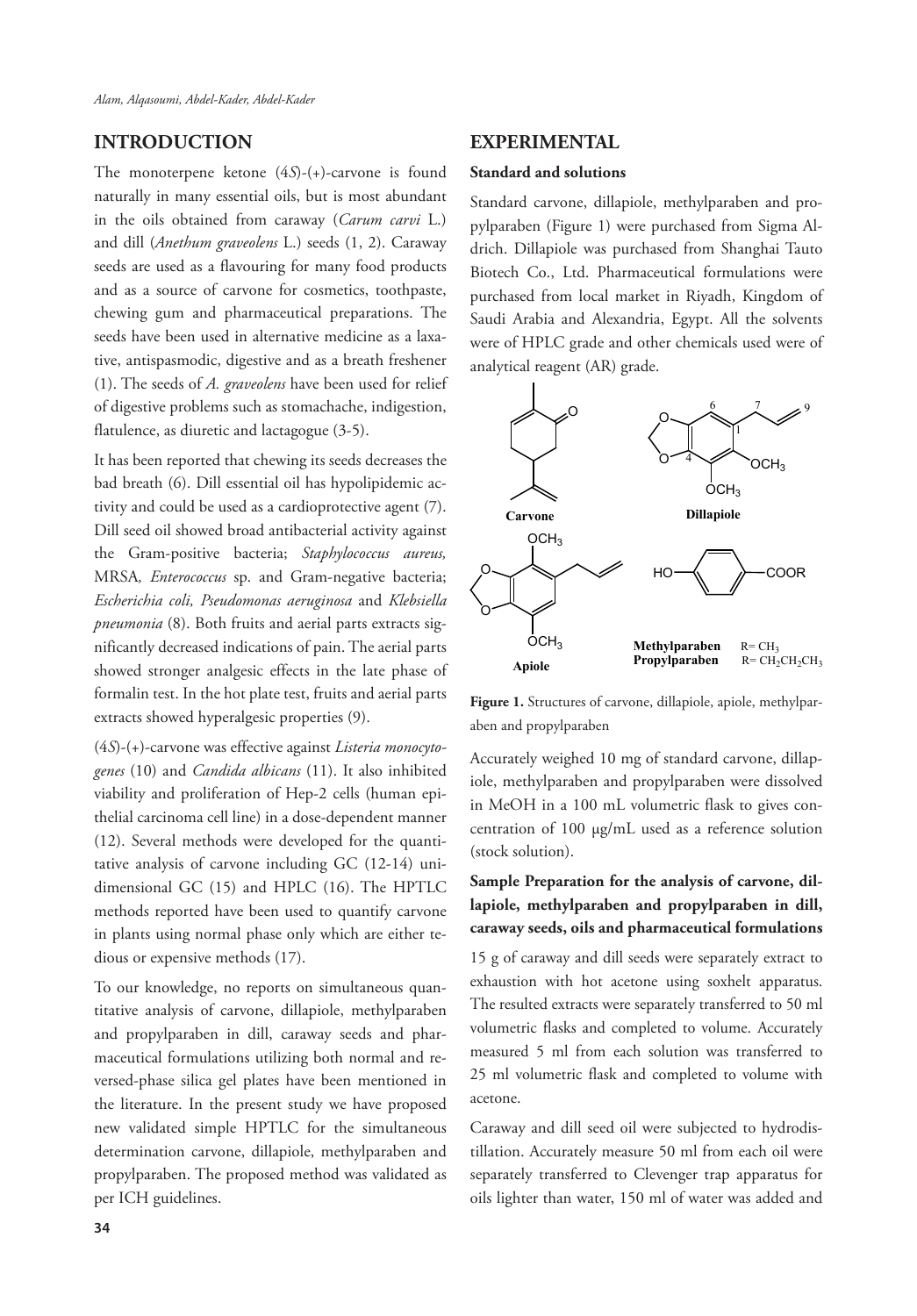## INTRODUCTION

The monoterpene ketone (4*S*)-(+)-carvone is found naturally in many essential oils, but is most abundant in the oils obtained from caraway (*Carum carvi* L.) and dill (*Anethum graveolens* L.) seeds (1, 2). Caraway seeds are used as a flavouring for many food products and as a source of carvone for cosmetics, toothpaste, chewing gum and pharmaceutical preparations. The seeds have been used in alternative medicine as a laxative, antispasmodic, digestive and as a breath freshener (1). The seeds of *A. graveolens* have been used for relief of digestive problems such as stomachache, indigestion, flatulence, as diuretic and lactagogue (3-5).

It has been reported that chewing its seeds decreases the bad breath (6). Dill essential oil has hypolipidemic activity and could be used as a cardioprotective agent (7). Dill seed oil showed broad antibacterial activity against the Gram-positive bacteria; *Staphylococcus aureus,* MRSA*, Enterococcus* sp. and Gram-negative bacteria; *Escherichia coli, Pseudomonas aeruginosa* and *Klebsiella pneumonia* (8). Both fruits and aerial parts extracts significantly decreased indications of pain. The aerial parts showed stronger analgesic effects in the late phase of formalin test. In the hot plate test, fruits and aerial parts extracts showed hyperalgesic properties (9).

(4*S*)-(+)-carvone was effective against *Listeria monocytogenes* (10) and *Candida albicans* (11). It also inhibited viability and proliferation of Hep-2 cells (human epithelial carcinoma cell line) in a dose-dependent manner (12). Several methods were developed for the quantitative analysis of carvone including GC (12-14) unidimensional GC (15) and HPLC (16). The HPTLC methods reported have been used to quantify carvone in plants using normal phase only which are either tedious or expensive methods (17).

To our knowledge, no reports on simultaneous quantitative analysis of carvone, dillapiole, methylparaben and propylparaben in dill, caraway seeds and pharmaceutical formulations utilizing both normal and reversed-phase silica gel plates have been mentioned in the literature. In the present study we have proposed new validated simple HPTLC for the simultaneous determination carvone, dillapiole, methylparaben and propylparaben. The proposed method was validated as per ICH guidelines.

## EXPERIMENTAL

### Standard and solutions

Standard carvone, dillapiole, methylparaben and propylparaben (Figure 1) were purchased from Sigma Aldrich. Dillapiole was purchased from Shanghai Tauto Biotech Co., Ltd. Pharmaceutical formulations were purchased from local market in Riyadh, Kingdom of Saudi Arabia and Alexandria, Egypt. All the solvents were of HPLC grade and other chemicals used were of analytical reagent (AR) grade.

Carvone | Dillapiole | Apiole | Methylparaben R= $CH_3$ | Propylparaben R= $CH_2CH_2CH_3$

**Figure 1.** Structures of carvone, dillapiole, apiole, methylparaben and propylparaben

Accurately weighed 10 mg of standard carvone, dillapiole, methylparaben and propylparaben were dissolved in MeOH in a 100 mL volumetric flask to gives concentration of 100 µg/mL used as a reference solution (stock solution).

### Sample Preparation for the analysis of carvone, dillapiole, methylparaben and propylparaben in dill, caraway seeds, oils and pharmaceutical formulations

15 g of caraway and dill seeds were separately extract to exhaustion with hot acetone using soxhelt apparatus. The resulted extracts were separately transferred to 50 ml volumetric flasks and completed to volume. Accurately measured 5 ml from each solution was transferred to 25 ml volumetric flask and completed to volume with acetone.

Caraway and dill seed oil were subjected to hydrodistillation. Accurately measure 50 ml from each oil were separately transferred to Clevenger trap apparatus for oils lighter than water, 150 ml of water was added and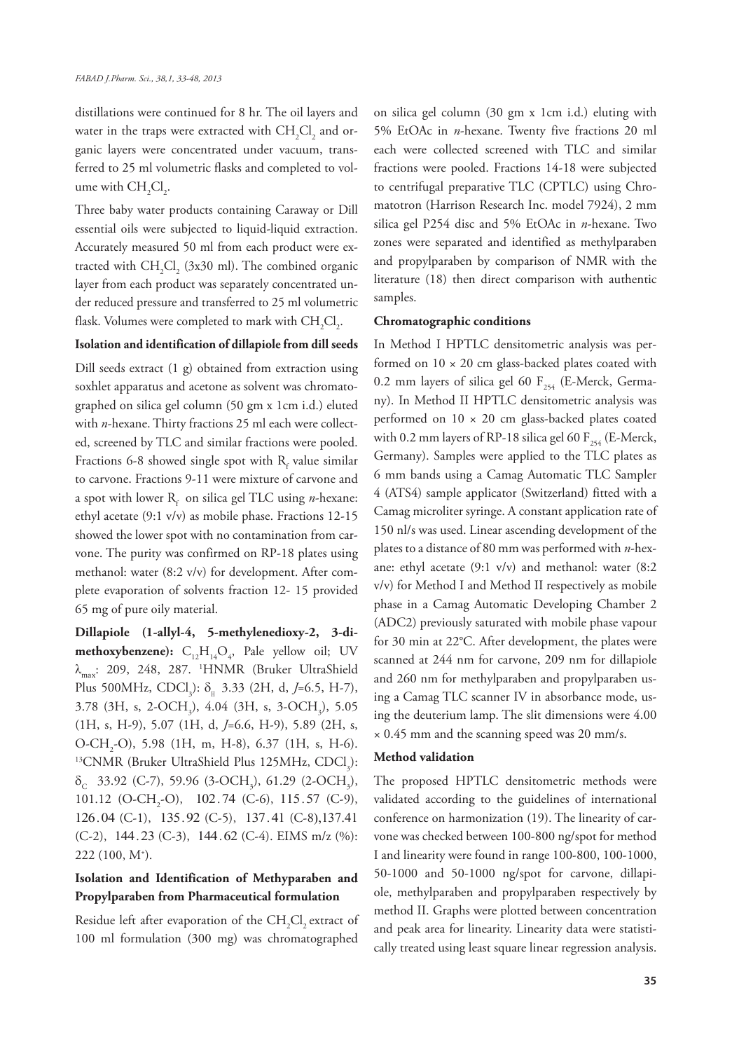distillations were continued for 8 hr. The oil layers and water in the traps were extracted with $CH_2Cl_2$ and organic layers were concentrated under vacuum, transferred to 25 ml volumetric flasks and completed to volume with $CH_2Cl_2$.

Three baby water products containing Caraway or Dill essential oils were subjected to liquid-liquid extraction. Accurately measured 50 ml from each product were extracted with $CH_2Cl_2$ (3x30 ml). The combined organic layer from each product was separately concentrated under reduced pressure and transferred to 25 ml volumetric flask. Volumes were completed to mark with $CH_2Cl_2$.

### Isolation and identification of dillapiole from dill seeds

Dill seeds extract (1 g) obtained from extraction using soxhlet apparatus and acetone as solvent was chromatographed on silica gel column (50 gm x 1cm i.d.) eluted with *n*-hexane. Thirty fractions 25 ml each were collected, screened by TLC and similar fractions were pooled. Fractions 6-8 showed single spot with $R_f$ value similar to carvone. Fractions 9-11 were mixture of carvone and a spot with lower $R_f$ on silica gel TLC using *n*-hexane: ethyl acetate (9:1 v/v) as mobile phase. Fractions 12-15 showed the lower spot with no contamination from carvone. The purity was confirmed on RP-18 plates using methanol: water (8:2 v/v) for development. After complete evaporation of solvents fraction 12- 15 provided 65 mg of pure oily material.

**Dillapiole (1-allyl-4, 5-methylenedioxy-2, 3-dimethoxybenzene):** $C_{12}H_{14}O_4$, Pale yellow oil; UV $\lambda_{max}$: 209, 248, 287. $^1$HNMR (Bruker UltraShield Plus 500MHz, $CDCl_3$): $\delta_H$ 3.33 (2H, d, *J*=6.5, H-7), 3.78 (3H, s, 2-$OCH_3$), 4.04 (3H, s, 3-$OCH_3$), 5.05 (1H, s, H-9), 5.07 (1H, d, *J*=6.6, H-9), 5.89 (2H, s, O-$CH_2$-O), 5.98 (1H, m, H-8), 6.37 (1H, s, H-6). $^{13}$CNMR (Bruker UltraShield Plus 125MHz, $CDCl_3$): $\delta_C$ 33.92 (C-7), 59.96 (3-$OCH_3$), 61.29 (2-$OCH_3$), 101.12 (O-$CH_2$-O), 102.74 (C-6), 115.57 (C-9), 126.04 (C-1), 135.92 (C-5), 137.41 (C-8),137.41 (C-2), 144.23 (C-3), 144.62 (C-4). EIMS m/z (%): 222 (100, $M^+$).

### Isolation and Identification of Methyparaben and Propylparaben from Pharmaceutical formulation

Residue left after evaporation of the $CH_2Cl_2$ extract of 100 ml formulation (300 mg) was chromatographed on silica gel column (30 gm x 1cm i.d.) eluting with 5% EtOAc in *n*-hexane. Twenty five fractions 20 ml each were collected screened with TLC and similar fractions were pooled. Fractions 14-18 were subjected to centrifugal preparative TLC (CPTLC) using Chromatotron (Harrison Research Inc. model 7924), 2 mm silica gel P254 disc and 5% EtOAc in *n*-hexane. Two zones were separated and identified as methylparaben and propylparaben by comparison of NMR with the literature (18) then direct comparison with authentic samples.

### Chromatographic conditions

In Method I HPTLC densitometric analysis was performed on 10 × 20 cm glass-backed plates coated with 0.2 mm layers of silica gel 60 $F_{254}$ (E-Merck, Germany). In Method II HPTLC densitometric analysis was performed on 10 × 20 cm glass-backed plates coated with 0.2 mm layers of RP-18 silica gel 60 $F_{254}$ (E-Merck, Germany). Samples were applied to the TLC plates as 6 mm bands using a Camag Automatic TLC Sampler 4 (ATS4) sample applicator (Switzerland) fitted with a Camag microliter syringe. A constant application rate of 150 nl/s was used. Linear ascending development of the plates to a distance of 80 mm was performed with *n*-hexane: ethyl acetate (9:1 v/v) and methanol: water (8:2 v/v) for Method I and Method II respectively as mobile phase in a Camag Automatic Developing Chamber 2 (ADC2) previously saturated with mobile phase vapour for 30 min at 22°C. After development, the plates were scanned at 244 nm for carvone, 209 nm for dillapiole and 260 nm for methylparaben and propylparaben using a Camag TLC scanner IV in absorbance mode, using the deuterium lamp. The slit dimensions were 4.00 × 0.45 mm and the scanning speed was 20 mm/s.

### Method validation

The proposed HPTLC densitometric methods were validated according to the guidelines of international conference on harmonization (19). The linearity of carvone was checked between 100-800 ng/spot for method I and linearity were found in range 100-800, 100-1000, 50-1000 and 50-1000 ng/spot for carvone, dillapiole, methylparaben and propylparaben respectively by method II. Graphs were plotted between concentration and peak area for linearity. Linearity data were statistically treated using least square linear regression analysis.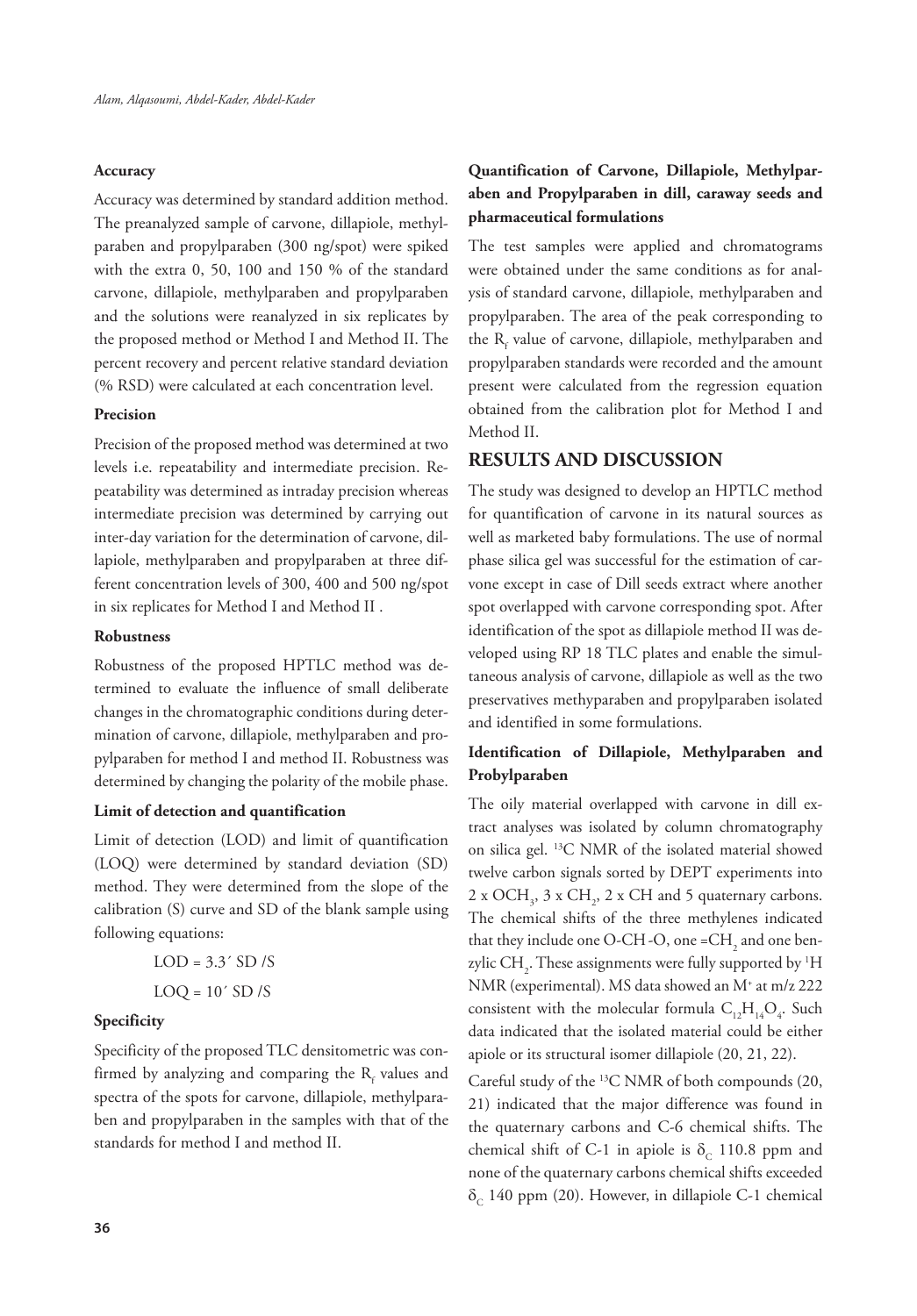#### Accuracy

Accuracy was determined by standard addition method. The preanalyzed sample of carvone, dillapiole, methylparaben and propylparaben (300 ng/spot) were spiked with the extra 0, 50, 100 and 150 % of the standard carvone, dillapiole, methylparaben and propylparaben and the solutions were reanalyzed in six replicates by the proposed method or Method I and Method II. The percent recovery and percent relative standard deviation (% RSD) were calculated at each concentration level.

#### Precision

Precision of the proposed method was determined at two levels i.e. repeatability and intermediate precision. Repeatability was determined as intraday precision whereas intermediate precision was determined by carrying out inter-day variation for the determination of carvone, dillapiole, methylparaben and propylparaben at three different concentration levels of 300, 400 and 500 ng/spot in six replicates for Method I and Method II .

#### Robustness

Robustness of the proposed HPTLC method was determined to evaluate the influence of small deliberate changes in the chromatographic conditions during determination of carvone, dillapiole, methylparaben and propylparaben for method I and method II. Robustness was determined by changing the polarity of the mobile phase.

#### Limit of detection and quantification

Limit of detection (LOD) and limit of quantification (LOQ) were determined by standard deviation (SD) method. They were determined from the slope of the calibration (S) curve and SD of the blank sample using following equations:

$$LOD = 3.3 \times SD / S$$

$$LOQ = 10 \times SD / S$$

#### Specificity

Specificity of the proposed TLC densitometric was confirmed by analyzing and comparing the $R_f$ values and spectra of the spots for carvone, dillapiole, methylparaben and propylparaben in the samples with that of the standards for method I and method II.

#### Quantification of Carvone, Dillapiole, Methylparaben and Propylparaben in dill, caraway seeds and pharmaceutical formulations

The test samples were applied and chromatograms were obtained under the same conditions as for analysis of standard carvone, dillapiole, methylparaben and propylparaben. The area of the peak corresponding to the $R_f$ value of carvone, dillapiole, methylparaben and propylparaben standards were recorded and the amount present were calculated from the regression equation obtained from the calibration plot for Method I and Method II.

## RESULTS AND DISCUSSION

The study was designed to develop an HPTLC method for quantification of carvone in its natural sources as well as marketed baby formulations. The use of normal phase silica gel was successful for the estimation of carvone except in case of Dill seeds extract where another spot overlapped with carvone corresponding spot. After identification of the spot as dillapiole method II was developed using RP 18 TLC plates and enable the simultaneous analysis of carvone, dillapiole as well as the two preservatives methyparaben and propylparaben isolated and identified in some formulations.

#### Identification of Dillapiole, Methylparaben and Probylparaben

The oily material overlapped with carvone in dill extract analyses was isolated by column chromatography on silica gel. $^{13}C$ NMR of the isolated material showed twelve carbon signals sorted by DEPT experiments into 2 x $OCH_3$, 3 x $CH_2$, 2 x CH and 5 quaternary carbons. The chemical shifts of the three methylenes indicated that they include one O-CH-O, one $=CH_2$ and one benzylic $CH_2$. These assignments were fully supported by $^1H$ NMR (experimental). MS data showed an $M^+$ at m/z 222 consistent with the molecular formula $C_{12}H_{14}O_4$. Such data indicated that the isolated material could be either apiole or its structural isomer dillapiole (20, 21, 22).

Careful study of the $^{13}C$ NMR of both compounds (20, 21) indicated that the major difference was found in the quaternary carbons and C-6 chemical shifts. The chemical shift of C-1 in apiole is $\delta_C$ 110.8 ppm and none of the quaternary carbons chemical shifts exceeded $\delta_C$ 140 ppm (20). However, in dillapiole C-1 chemical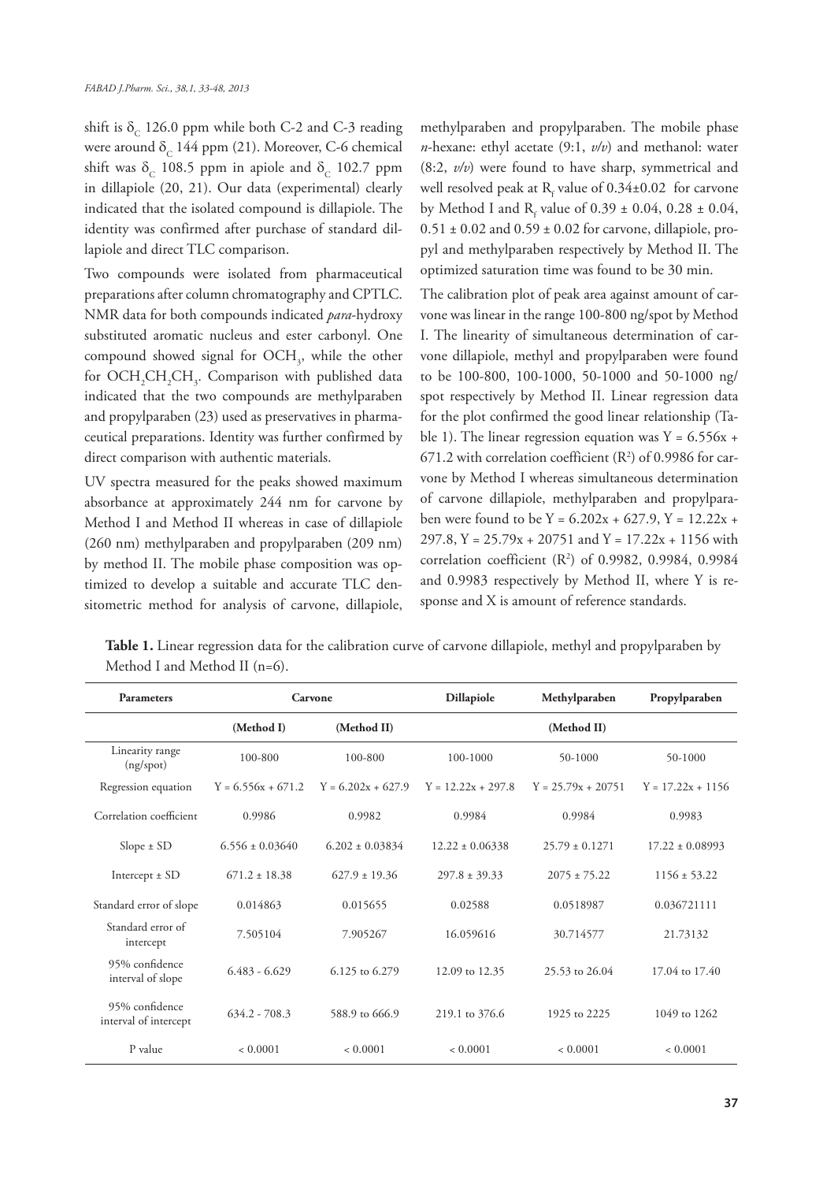shift is $\delta_C$ 126.0 ppm while both C-2 and C-3 reading were around $\delta_C$ 144 ppm (21). Moreover, C-6 chemical shift was $\delta_C$ 108.5 ppm in apiole and $\delta_C$ 102.7 ppm in dillapiole (20, 21). Our data (experimental) clearly indicated that the isolated compound is dillapiole. The identity was confirmed after purchase of standard dillapiole and direct TLC comparison.

Two compounds were isolated from pharmaceutical preparations after column chromatography and CPTLC. NMR data for both compounds indicated *para*-hydroxy substituted aromatic nucleus and ester carbonyl. One compound showed signal for $OCH_3$, while the other for $OCH_2CH_2CH_3$. Comparison with published data indicated that the two compounds are methylparaben and propylparaben (23) used as preservatives in pharmaceutical preparations. Identity was further confirmed by direct comparison with authentic materials.

UV spectra measured for the peaks showed maximum absorbance at approximately 244 nm for carvone by Method I and Method II whereas in case of dillapiole (260 nm) methylparaben and propylparaben (209 nm) by method II. The mobile phase composition was optimized to develop a suitable and accurate TLC densitometric method for analysis of carvone, dillapiole, methylparaben and propylparaben. The mobile phase *n*-hexane: ethyl acetate (9:1, *v/v*) and methanol: water (8:2, *v/v*) were found to have sharp, symmetrical and well resolved peak at $R_f$ value of 0.34±0.02 for carvone by Method I and $R_f$ value of 0.39 ± 0.04, 0.28 ± 0.04, 0.51 ± 0.02 and 0.59 ± 0.02 for carvone, dillapiole, propyl and methylparaben respectively by Method II. The optimized saturation time was found to be 30 min.

The calibration plot of peak area against amount of carvone was linear in the range 100-800 ng/spot by Method I. The linearity of simultaneous determination of carvone dillapiole, methyl and propylparaben were found to be 100-800, 100-1000, 50-1000 and 50-1000 ng/spot respectively by Method II. Linear regression data for the plot confirmed the good linear relationship (Table 1). The linear regression equation was $Y = 6.556x + 671.2$ with correlation coefficient ($R^2$) of 0.9986 for carvone by Method I whereas simultaneous determination of carvone dillapiole, methylparaben and propylparaben were found to be $Y = 6.202x + 627.9$, $Y = 12.22x + 297.8$, $Y = 25.79x + 20751$ and $Y = 17.22x + 1156$ with correlation coefficient ($R^2$) of 0.9982, 0.9984, 0.9984 and 0.9983 respectively by Method II, where Y is response and X is amount of reference standards.

**Table 1.** Linear regression data for the calibration curve of carvone dillapiole, methyl and propylparaben by Method I and Method II (n=6).

| Parameters | Carvone | | Dillapiole | Methylparaben | Propylparaben |
|---|---|---|---|---|---|
| | (Method I) | (Method II) | | (Method II) | |
| Linearity range (ng/spot) | 100-800 | 100-800 | 100-1000 | 50-1000 | 50-1000 |
| Regression equation | $Y = 6.556x + 671.2$ | $Y = 6.202x + 627.9$ | $Y = 12.22x + 297.8$ | $Y = 25.79x + 20751$ | $Y = 17.22x + 1156$ |
| Correlation coefficient | 0.9986 | 0.9982 | 0.9984 | 0.9984 | 0.9983 |
| Slope ± SD | 6.556 ± 0.03640 | 6.202 ± 0.03834 | 12.22 ± 0.06338 | 25.79 ± 0.1271 | 17.22 ± 0.08993 |
| Intercept ± SD | 671.2 ± 18.38 | 627.9 ± 19.36 | 297.8 ± 39.33 | 2075 ± 75.22 | 1156 ± 53.22 |
| Standard error of slope | 0.014863 | 0.015655 | 0.02588 | 0.0518987 | 0.036721111 |
| Standard error of intercept | 7.505104 | 7.905267 | 16.059616 | 30.714577 | 21.73132 |
| 95% confidence interval of slope | 6.483 - 6.629 | 6.125 to 6.279 | 12.09 to 12.35 | 25.53 to 26.04 | 17.04 to 17.40 |
| 95% confidence interval of intercept | 634.2 - 708.3 | 588.9 to 666.9 | 219.1 to 376.6 | 1925 to 2225 | 1049 to 1262 |
| P value | < 0.0001 | < 0.0001 | < 0.0001 | < 0.0001 | < 0.0001 |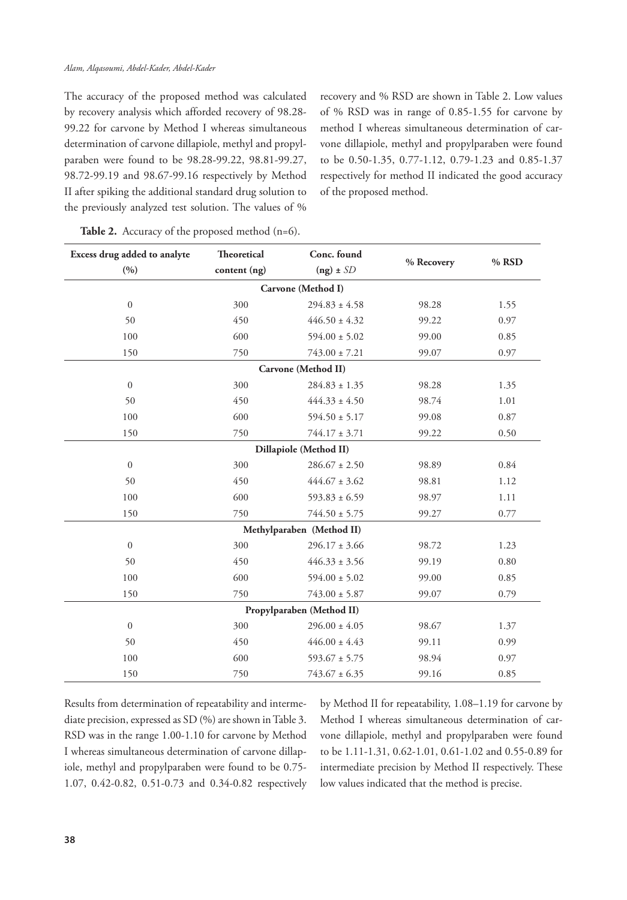The accuracy of the proposed method was calculated by recovery analysis which afforded recovery of 98.28-99.22 for carvone by Method I whereas simultaneous determination of carvone dillapiole, methyl and propylparaben were found to be 98.28-99.22, 98.81-99.27, 98.72-99.19 and 98.67-99.16 respectively by Method II after spiking the additional standard drug solution to the previously analyzed test solution. The values of % recovery and % RSD are shown in Table 2. Low values of % RSD was in range of 0.85-1.55 for carvone by method I whereas simultaneous determination of carvone dillapiole, methyl and propylparaben were found to be 0.50-1.35, 0.77-1.12, 0.79-1.23 and 0.85-1.37 respectively for method II indicated the good accuracy of the proposed method.

**Table 2.** Accuracy of the proposed method (n=6).

| Excess drug added to analyte (%) | Theoretical content (ng) | Conc. found (ng) ± *SD* | % Recovery | % RSD |
|---|---|---|---|---|
| **Carvone (Method I)** | | | | |
| 0 | 300 | 294.83 ± 4.58 | 98.28 | 1.55 |
| 50 | 450 | 446.50 ± 4.32 | 99.22 | 0.97 |
| 100 | 600 | 594.00 ± 5.02 | 99.00 | 0.85 |
| 150 | 750 | 743.00 ± 7.21 | 99.07 | 0.97 |
| **Carvone (Method II)** | | | | |
| 0 | 300 | 284.83 ± 1.35 | 98.28 | 1.35 |
| 50 | 450 | 444.33 ± 4.50 | 98.74 | 1.01 |
| 100 | 600 | 594.50 ± 5.17 | 99.08 | 0.87 |
| 150 | 750 | 744.17 ± 3.71 | 99.22 | 0.50 |
| **Dillapiole (Method II)** | | | | |
| 0 | 300 | 286.67 ± 2.50 | 98.89 | 0.84 |
| 50 | 450 | 444.67 ± 3.62 | 98.81 | 1.12 |
| 100 | 600 | 593.83 ± 6.59 | 98.97 | 1.11 |
| 150 | 750 | 744.50 ± 5.75 | 99.27 | 0.77 |
| **Methylparaben (Method II)** | | | | |
| 0 | 300 | 296.17 ± 3.66 | 98.72 | 1.23 |
| 50 | 450 | 446.33 ± 3.56 | 99.19 | 0.80 |
| 100 | 600 | 594.00 ± 5.02 | 99.00 | 0.85 |
| 150 | 750 | 743.00 ± 5.87 | 99.07 | 0.79 |
| **Propylparaben (Method II)** | | | | |
| 0 | 300 | 296.00 ± 4.05 | 98.67 | 1.37 |
| 50 | 450 | 446.00 ± 4.43 | 99.11 | 0.99 |
| 100 | 600 | 593.67 ± 5.75 | 98.94 | 0.97 |
| 150 | 750 | 743.67 ± 6.35 | 99.16 | 0.85 |

Results from determination of repeatability and intermediate precision, expressed as SD (%) are shown in Table 3. RSD was in the range 1.00-1.10 for carvone by Method I whereas simultaneous determination of carvone dillapiole, methyl and propylparaben were found to be 0.75-1.07, 0.42-0.82, 0.51-0.73 and 0.34-0.82 respectively by Method II for repeatability, 1.08–1.19 for carvone by Method I whereas simultaneous determination of carvone dillapiole, methyl and propylparaben were found to be 1.11-1.31, 0.62-1.01, 0.61-1.02 and 0.55-0.89 for intermediate precision by Method II respectively. These low values indicated that the method is precise.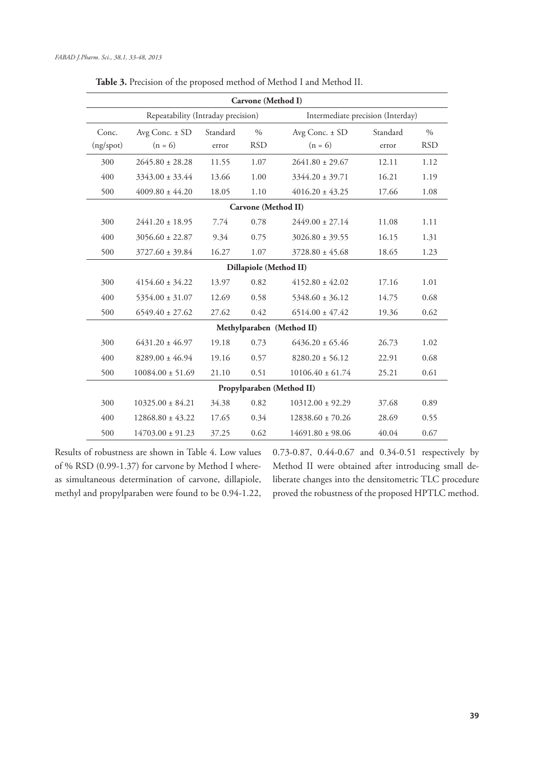**Table 3.** Precision of the proposed method of Method I and Method II.

| Carvone (Method I) | | | | | | |
|---|---|---|---|---|---|---|
| | Repeatability (Intraday precision) | | | Intermediate precision (Interday) | | |
| Conc. (ng/spot) | Avg Conc. ± SD (n = 6) | Standard error | % RSD | Avg Conc. ± SD (n = 6) | Standard error | % RSD |
| 300 | 2645.80 ± 28.28 | 11.55 | 1.07 | 2641.80 ± 29.67 | 12.11 | 1.12 |
| 400 | 3343.00 ± 33.44 | 13.66 | 1.00 | 3344.20 ± 39.71 | 16.21 | 1.19 |
| 500 | 4009.80 ± 44.20 | 18.05 | 1.10 | 4016.20 ± 43.25 | 17.66 | 1.08 |
| **Carvone (Method II)** | | | | | | |
| 300 | 2441.20 ± 18.95 | 7.74 | 0.78 | 2449.00 ± 27.14 | 11.08 | 1.11 |
| 400 | 3056.60 ± 22.87 | 9.34 | 0.75 | 3026.80 ± 39.55 | 16.15 | 1.31 |
| 500 | 3727.60 ± 39.84 | 16.27 | 1.07 | 3728.80 ± 45.68 | 18.65 | 1.23 |
| **Dillapiole (Method II)** | | | | | | |
| 300 | 4154.60 ± 34.22 | 13.97 | 0.82 | 4152.80 ± 42.02 | 17.16 | 1.01 |
| 400 | 5354.00 ± 31.07 | 12.69 | 0.58 | 5348.60 ± 36.12 | 14.75 | 0.68 |
| 500 | 6549.40 ± 27.62 | 27.62 | 0.42 | 6514.00 ± 47.42 | 19.36 | 0.62 |
| **Methylparaben (Method II)** | | | | | | |
| 300 | 6431.20 ± 46.97 | 19.18 | 0.73 | 6436.20 ± 65.46 | 26.73 | 1.02 |
| 400 | 8289.00 ± 46.94 | 19.16 | 0.57 | 8280.20 ± 56.12 | 22.91 | 0.68 |
| 500 | 10084.00 ± 51.69 | 21.10 | 0.51 | 10106.40 ± 61.74 | 25.21 | 0.61 |
| **Propylparaben (Method II)** | | | | | | |
| 300 | 10325.00 ± 84.21 | 34.38 | 0.82 | 10312.00 ± 92.29 | 37.68 | 0.89 |
| 400 | 12868.80 ± 43.22 | 17.65 | 0.34 | 12838.60 ± 70.26 | 28.69 | 0.55 |
| 500 | 14703.00 ± 91.23 | 37.25 | 0.62 | 14691.80 ± 98.06 | 40.04 | 0.67 |

Results of robustness are shown in Table 4. Low values of % RSD (0.99-1.37) for carvone by Method I whereas simultaneous determination of carvone, dillapiole, methyl and propylparaben were found to be 0.94-1.22, 0.73-0.87, 0.44-0.67 and 0.34-0.51 respectively by Method II were obtained after introducing small deliberate changes into the densitometric TLC procedure proved the robustness of the proposed HPTLC method.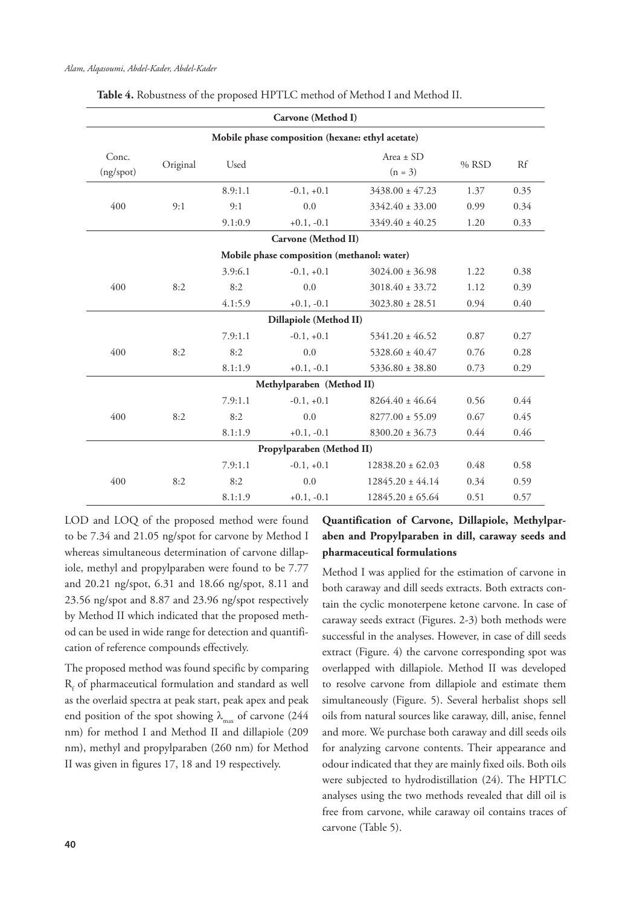**Table 4.** Robustness of the proposed HPTLC method of Method I and Method II.

| Conc. (ng/spot) | Original | Used | | Area ± SD (n = 3) | % RSD | Rf |
|---|---|---|---|---|---|---|
| **Carvone (Method I)** | | | | | | |
| **Mobile phase composition (hexane: ethyl acetate)** | | | | | | |
| 400 | 9:1 | 8.9:1.1 | -0.1, +0.1 | 3438.00 ± 47.23 | 1.37 | 0.35 |
| | | 9:1 | 0.0 | 3342.40 ± 33.00 | 0.99 | 0.34 |
| | | 9.1:0.9 | +0.1, -0.1 | 3349.40 ± 40.25 | 1.20 | 0.33 |
| **Carvone (Method II)** | | | | | | |
| **Mobile phase composition (methanol: water)** | | | | | | |
| 400 | 8:2 | 3.9:6.1 | -0.1, +0.1 | 3024.00 ± 36.98 | 1.22 | 0.38 |
| | | 8:2 | 0.0 | 3018.40 ± 33.72 | 1.12 | 0.39 |
| | | 4.1:5.9 | +0.1, -0.1 | 3023.80 ± 28.51 | 0.94 | 0.40 |
| **Dillapiole (Method II)** | | | | | | |
| 400 | 8:2 | 7.9:1.1 | -0.1, +0.1 | 5341.20 ± 46.52 | 0.87 | 0.27 |
| | | 8:2 | 0.0 | 5328.60 ± 40.47 | 0.76 | 0.28 |
| | | 8.1:1.9 | +0.1, -0.1 | 5336.80 ± 38.80 | 0.73 | 0.29 |
| **Methylparaben (Method II)** | | | | | | |
| 400 | 8:2 | 7.9:1.1 | -0.1, +0.1 | 8264.40 ± 46.64 | 0.56 | 0.44 |
| | | 8:2 | 0.0 | 8277.00 ± 55.09 | 0.67 | 0.45 |
| | | 8.1:1.9 | +0.1, -0.1 | 8300.20 ± 36.73 | 0.44 | 0.46 |
| **Propylparaben (Method II)** | | | | | | |
| 400 | 8:2 | 7.9:1.1 | -0.1, +0.1 | 12838.20 ± 62.03 | 0.48 | 0.58 |
| | | 8:2 | 0.0 | 12845.20 ± 44.14 | 0.34 | 0.59 |
| | | 8.1:1.9 | +0.1, -0.1 | 12845.20 ± 65.64 | 0.51 | 0.57 |

LOD and LOQ of the proposed method were found to be 7.34 and 21.05 ng/spot for carvone by Method I whereas simultaneous determination of carvone dillapiole, methyl and propylparaben were found to be 7.77 and 20.21 ng/spot, 6.31 and 18.66 ng/spot, 8.11 and 23.56 ng/spot and 8.87 and 23.96 ng/spot respectively by Method II which indicated that the proposed method can be used in wide range for detection and quantification of reference compounds effectively.

The proposed method was found specific by comparing $R_f$ of pharmaceutical formulation and standard as well as the overlaid spectra at peak start, peak apex and peak end position of the spot showing $\lambda_{max}$ of carvone (244 nm) for method I and Method II and dillapiole (209 nm), methyl and propylparaben (260 nm) for Method II was given in figures 17, 18 and 19 respectively.

### Quantification of Carvone, Dillapiole, Methylparaben and Propylparaben in dill, caraway seeds and pharmaceutical formulations

Method I was applied for the estimation of carvone in both caraway and dill seeds extracts. Both extracts contain the cyclic monoterpene ketone carvone. In case of caraway seeds extract (Figures. 2-3) both methods were successful in the analyses. However, in case of dill seeds extract (Figure. 4) the carvone corresponding spot was overlapped with dillapiole. Method II was developed to resolve carvone from dillapiole and estimate them simultaneously (Figure. 5). Several herbalist shops sell oils from natural sources like caraway, dill, anise, fennel and more. We purchase both caraway and dill seeds oils for analyzing carvone contents. Their appearance and odour indicated that they are mainly fixed oils. Both oils were subjected to hydrodistillation (24). The HPTLC analyses using the two methods revealed that dill oil is free from carvone, while caraway oil contains traces of carvone (Table 5).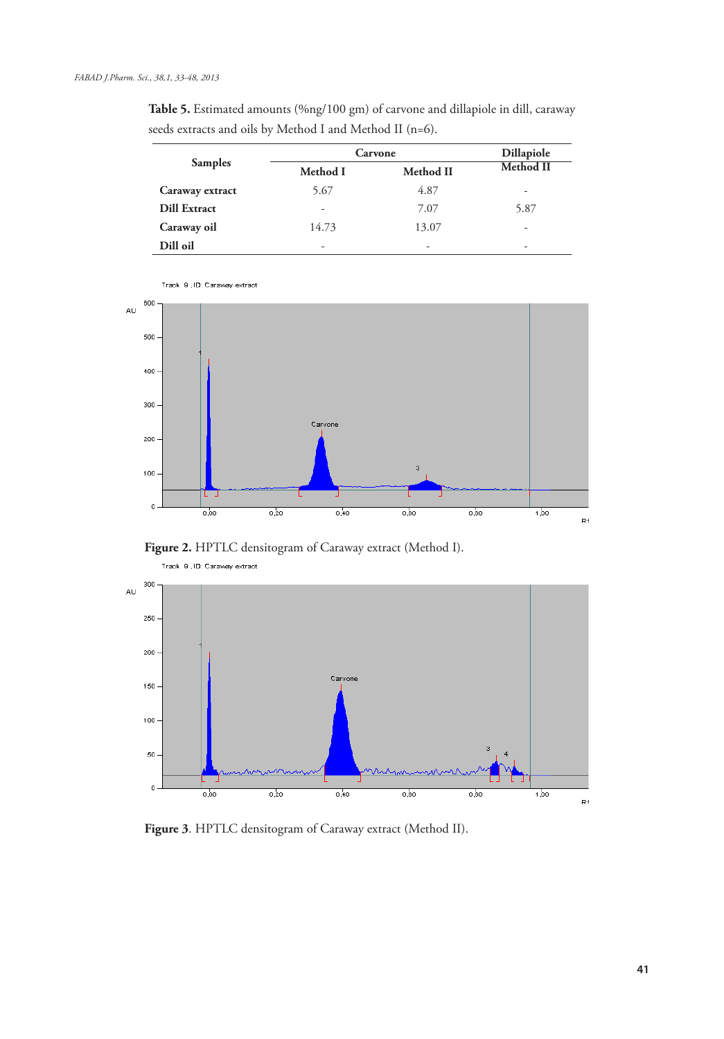**Table 5.** Estimated amounts (%ng/100 gm) of carvone and dillapiole in dill, caraway seeds extracts and oils by Method I and Method II (n=6).

| Samples | Carvone | | Dillapiole |
|---|---|---|---|
| | Method I | Method II | Method II |
| **Caraway extract** | 5.67 | 4.87 | - |
| **Dill Extract** | - | 7.07 | 5.87 |
| **Caraway oil** | 14.73 | 13.07 | - |
| **Dill oil** | - | - | - |

**Figure 2.** HPTLC densitogram of Caraway extract (Method I).

**Figure 3**. HPTLC densitogram of Caraway extract (Method II).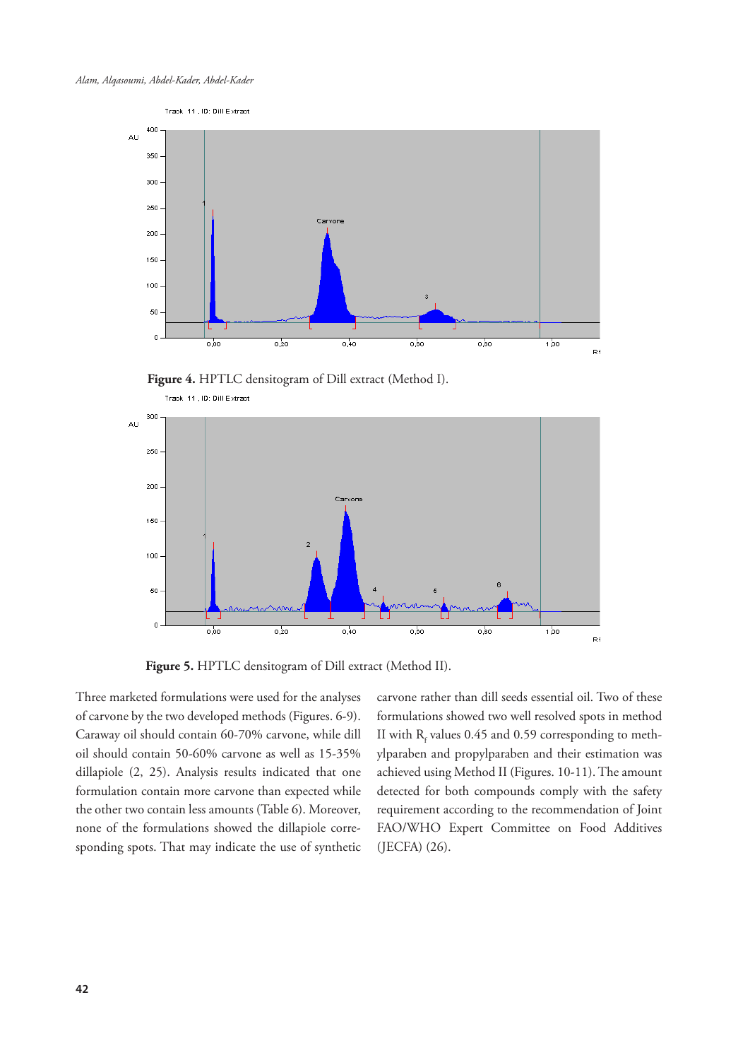Figure 4. HPTLC densitogram of Dill extract (Method I).

Figure 5. HPTLC densitogram of Dill extract (Method II).

Three marketed formulations were used for the analyses of carvone by the two developed methods (Figures. 6-9). Caraway oil should contain 60-70% carvone, while dill oil should contain 50-60% carvone as well as 15-35% dillapiole (2, 25). Analysis results indicated that one formulation contain more carvone than expected while the other two contain less amounts (Table 6). Moreover, none of the formulations showed the dillapiole corresponding spots. That may indicate the use of synthetic carvone rather than dill seeds essential oil. Two of these formulations showed two well resolved spots in method II with $R_f$ values 0.45 and 0.59 corresponding to methylparaben and propylparaben and their estimation was achieved using Method II (Figures. 10-11). The amount detected for both compounds comply with the safety requirement according to the recommendation of Joint FAO/WHO Expert Committee on Food Additives (JECFA) (26).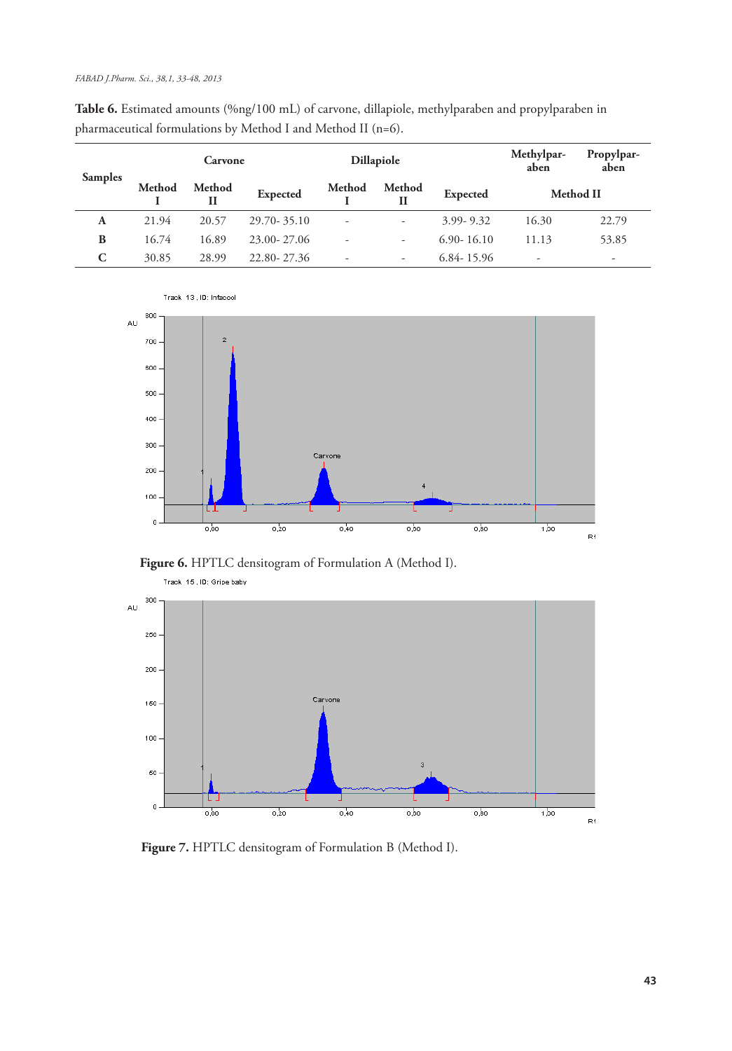**Table 6.** Estimated amounts (%ng/100 mL) of carvone, dillapiole, methylparaben and propylparaben in pharmaceutical formulations by Method I and Method II (n=6).

| Samples | Carvone | | | Dillapiole | | | Methylparaben | Propylparaben |
|---|---|---|---|---|---|---|---|---|
| | Method I | Method II | Expected | Method I | Method II | Expected | Method II | |
| **A** | 21.94 | 20.57 | 29.70- 35.10 | - | - | 3.99- 9.32 | 16.30 | 22.79 |
| **B** | 16.74 | 16.89 | 23.00- 27.06 | - | - | 6.90- 16.10 | 11.13 | 53.85 |
| **C** | 30.85 | 28.99 | 22.80- 27.36 | - | - | 6.84- 15.96 | - | - |

**Figure 6.** HPTLC densitogram of Formulation A (Method I).

**Figure 7.** HPTLC densitogram of Formulation B (Method I).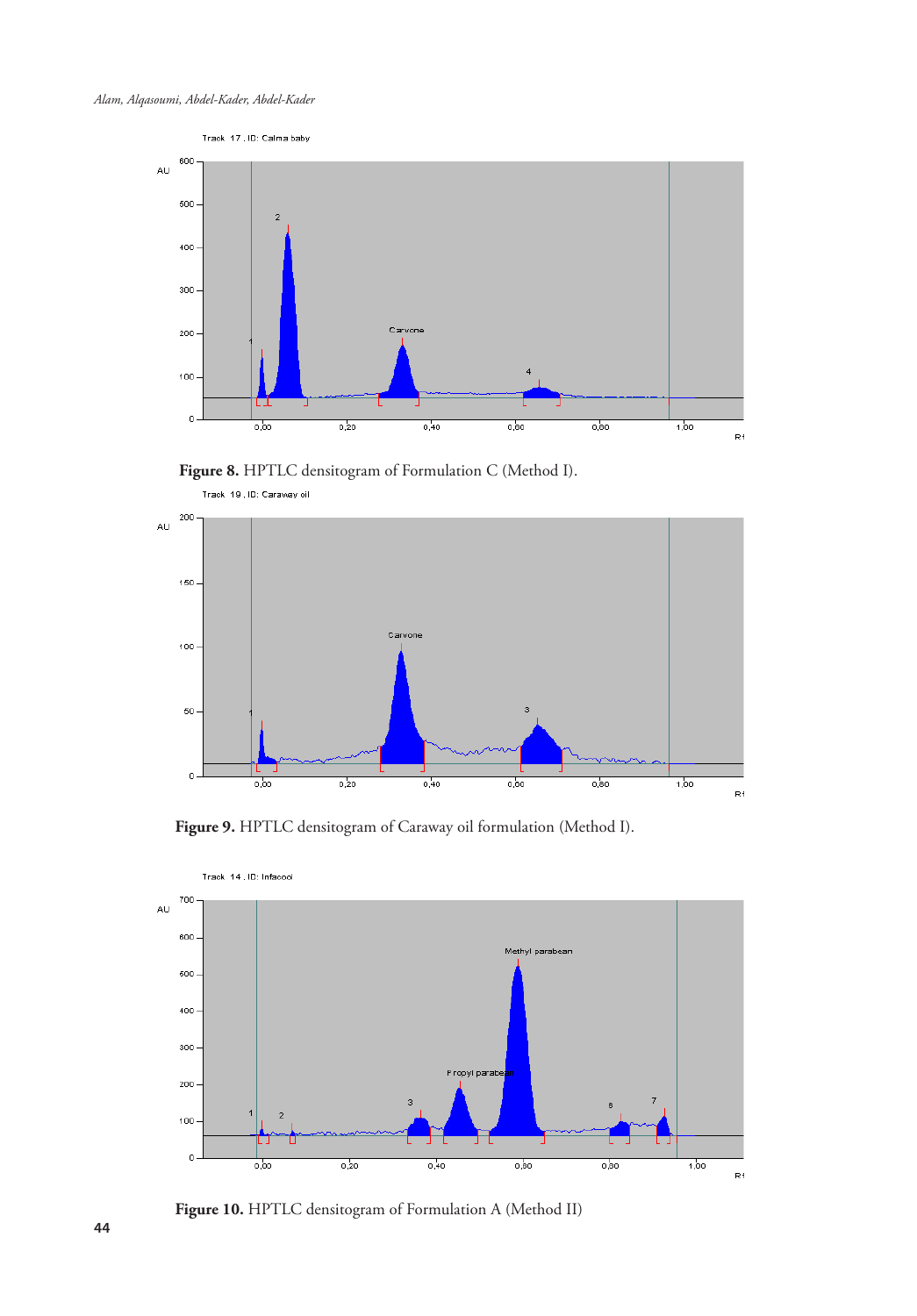**Figure 8.** HPTLC densitogram of Formulation C (Method I).

**Figure 9.** HPTLC densitogram of Caraway oil formulation (Method I).

**Figure 10.** HPTLC densitogram of Formulation A (Method II)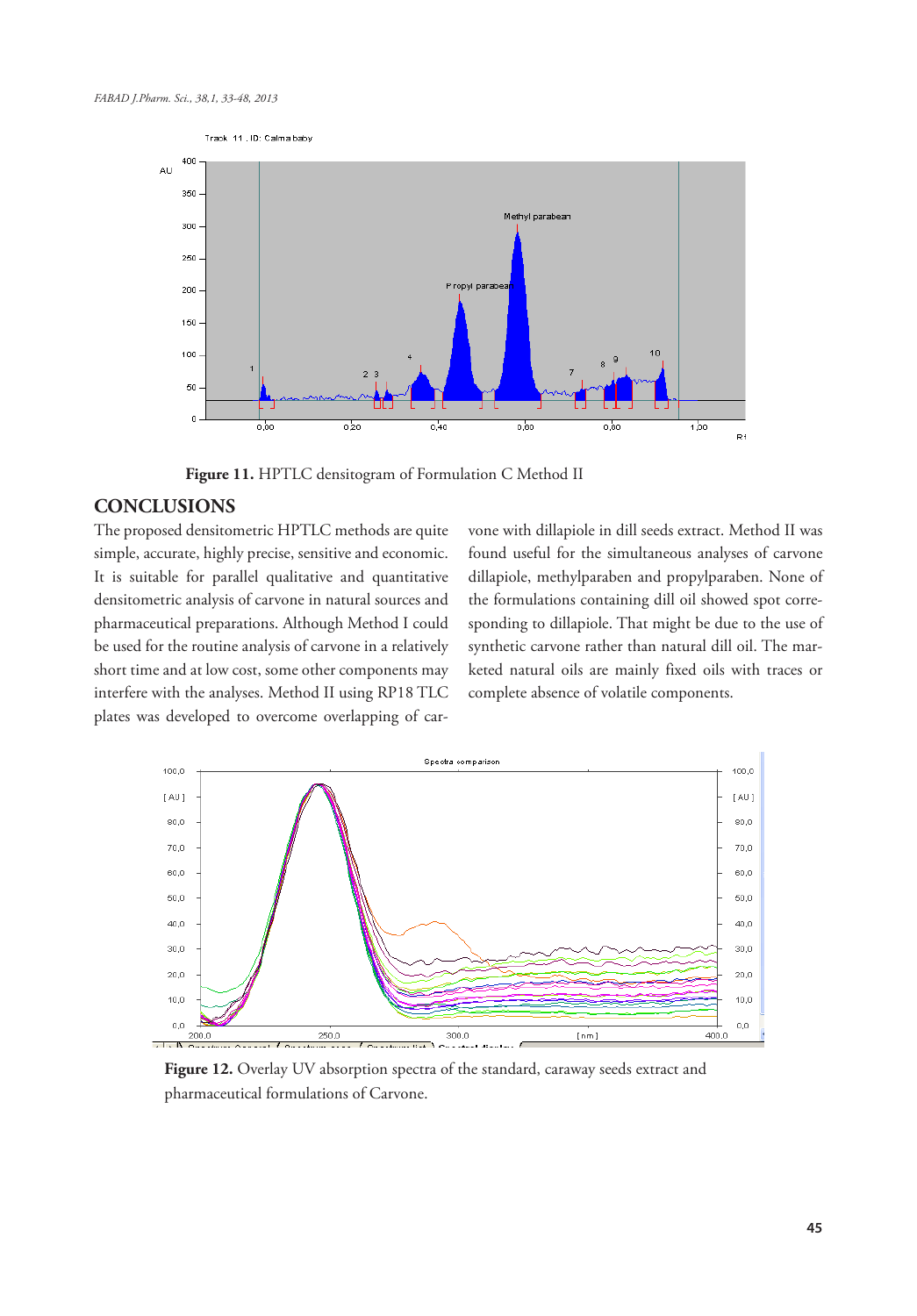**Figure 11.** HPTLC densitogram of Formulation C Method II

## CONCLUSIONS

The proposed densitometric HPTLC methods are quite simple, accurate, highly precise, sensitive and economic. It is suitable for parallel qualitative and quantitative densitometric analysis of carvone in natural sources and pharmaceutical preparations. Although Method I could be used for the routine analysis of carvone in a relatively short time and at low cost, some other components may interfere with the analyses. Method II using RP18 TLC plates was developed to overcome overlapping of carvone with dillapiole in dill seeds extract. Method II was found useful for the simultaneous analyses of carvone dillapiole, methylparaben and propylparaben. None of the formulations containing dill oil showed spot corresponding to dillapiole. That might be due to the use of synthetic carvone rather than natural dill oil. The marketed natural oils are mainly fixed oils with traces or complete absence of volatile components.

**Figure 12.** Overlay UV absorption spectra of the standard, caraway seeds extract and pharmaceutical formulations of Carvone.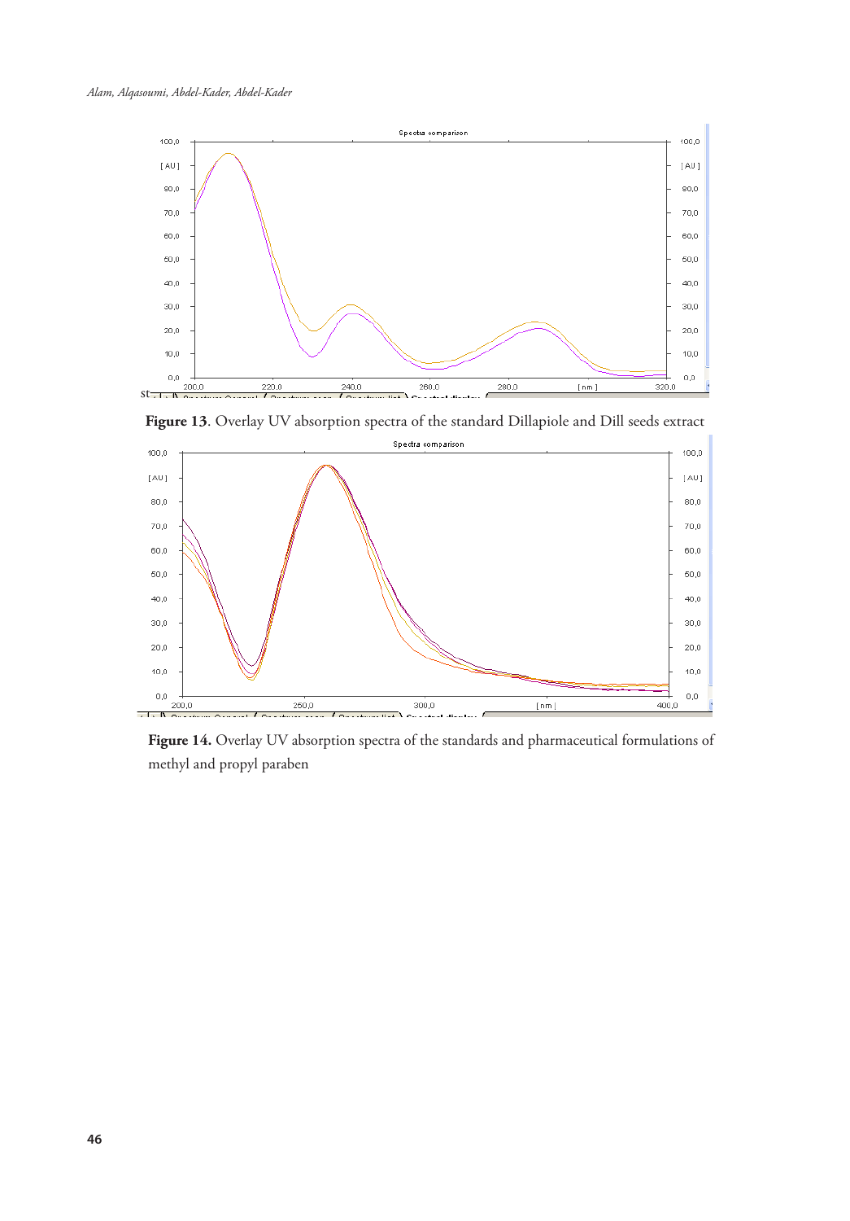**Figure 13**. Overlay UV absorption spectra of the standard Dillapiole and Dill seeds extract

**Figure 14.** Overlay UV absorption spectra of the standards and pharmaceutical formulations of methyl and propyl paraben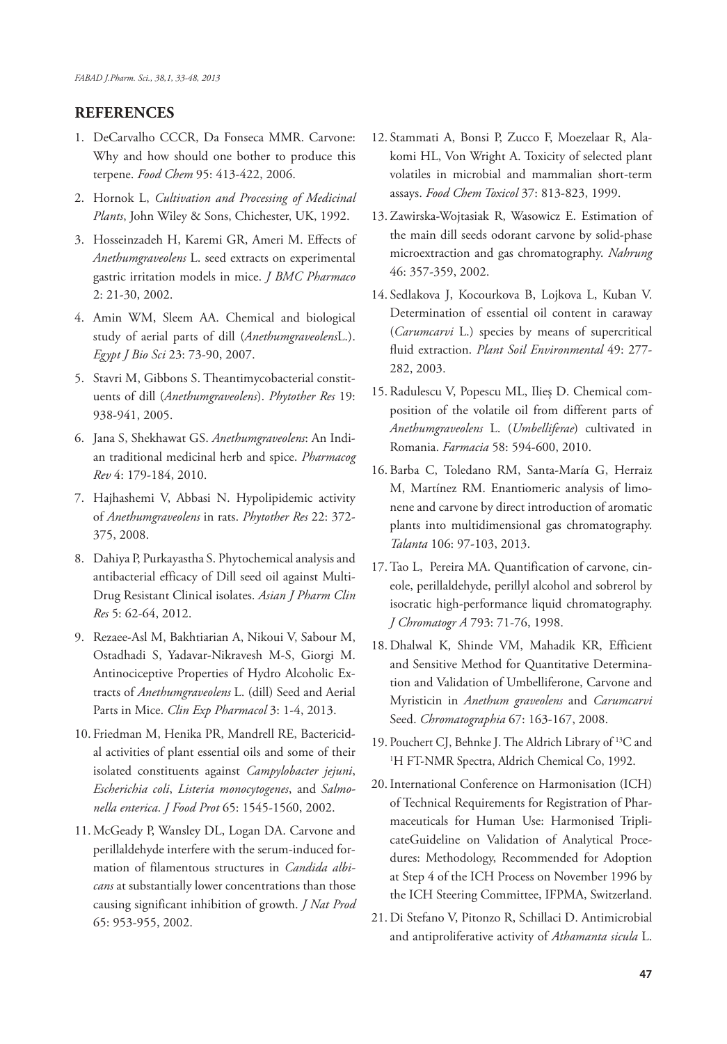## REFERENCES

1. DeCarvalho CCCR, Da Fonseca MMR. Carvone: Why and how should one bother to produce this terpene. *Food Chem* 95: 413-422, 2006.
2. Hornok L, *Cultivation and Processing of Medicinal Plants*, John Wiley & Sons, Chichester, UK, 1992.
3. Hosseinzadeh H, Karemi GR, Ameri M. Effects of *Anethumgraveolens* L. seed extracts on experimental gastric irritation models in mice. *J BMC Pharmaco* 2: 21-30, 2002.
4. Amin WM, Sleem AA. Chemical and biological study of aerial parts of dill (*Anethumgraveolens*L.). *Egypt J Bio Sci* 23: 73-90, 2007.
5. Stavri M, Gibbons S. Theantimycobacterial constituents of dill (*Anethumgraveolens*). *Phytother Res* 19: 938-941, 2005.
6. Jana S, Shekhawat GS. *Anethumgraveolens*: An Indian traditional medicinal herb and spice. *Pharmacog Rev* 4: 179-184, 2010.
7. Hajhashemi V, Abbasi N. Hypolipidemic activity of *Anethumgraveolens* in rats. *Phytother Res* 22: 372-375, 2008.
8. Dahiya P, Purkayastha S. Phytochemical analysis and antibacterial efficacy of Dill seed oil against Multi-Drug Resistant Clinical isolates. *Asian J Pharm Clin Res* 5: 62-64, 2012.
9. Rezaee-Asl M, Bakhtiarian A, Nikoui V, Sabour M, Ostadhadi S, Yadavar-Nikravesh M-S, Giorgi M. Antinociceptive Properties of Hydro Alcoholic Extracts of *Anethumgraveolens* L. (dill) Seed and Aerial Parts in Mice. *Clin Exp Pharmacol* 3: 1-4, 2013.
10. Friedman M, Henika PR, Mandrell RE, Bactericidal activities of plant essential oils and some of their isolated constituents against *Campylobacter jejuni*, *Escherichia coli*, *Listeria monocytogenes*, and *Salmonella enterica*. *J Food Prot* 65: 1545-1560, 2002.
11. McGeady P, Wansley DL, Logan DA. Carvone and perillaldehyde interfere with the serum-induced formation of filamentous structures in *Candida albicans* at substantially lower concentrations than those causing significant inhibition of growth. *J Nat Prod* 65: 953-955, 2002.
12. Stammati A, Bonsi P, Zucco F, Moezelaar R, Alakomi HL, Von Wright A. Toxicity of selected plant volatiles in microbial and mammalian short-term assays. *Food Chem Toxicol* 37: 813-823, 1999.
13. Zawirska-Wojtasiak R, Wasowicz E. Estimation of the main dill seeds odorant carvone by solid-phase microextraction and gas chromatography. *Nahrung* 46: 357-359, 2002.
14. Sedlakova J, Kocourkova B, Lojkova L, Kuban V. Determination of essential oil content in caraway (*Carumcarvi* L.) species by means of supercritical fluid extraction. *Plant Soil Environmental* 49: 277-282, 2003.
15. Radulescu V, Popescu ML, Ilieș D. Chemical composition of the volatile oil from different parts of *Anethumgraveolens* L. (*Umbelliferae*) cultivated in Romania. *Farmacia* 58: 594-600, 2010.
16. Barba C, Toledano RM, Santa-María G, Herraiz M, Martínez RM. Enantiomeric analysis of limonene and carvone by direct introduction of aromatic plants into multidimensional gas chromatography. *Talanta* 106: 97-103, 2013.
17. Tao L, Pereira MA. Quantification of carvone, cineole, perillaldehyde, perillyl alcohol and sobrerol by isocratic high-performance liquid chromatography. *J Chromatogr A* 793: 71-76, 1998.
18. Dhalwal K, Shinde VM, Mahadik KR, Efficient and Sensitive Method for Quantitative Determination and Validation of Umbelliferone, Carvone and Myristicin in *Anethum graveolens* and *Carumcarvi* Seed. *Chromatographia* 67: 163-167, 2008.
19. Pouchert CJ, Behnke J. The Aldrich Library of $^{13}C$ and $^{1}H$ FT-NMR Spectra, Aldrich Chemical Co, 1992.
20. International Conference on Harmonisation (ICH) of Technical Requirements for Registration of Pharmaceuticals for Human Use: Harmonised TriplicateGuideline on Validation of Analytical Procedures: Methodology, Recommended for Adoption at Step 4 of the ICH Process on November 1996 by the ICH Steering Committee, IFPMA, Switzerland.
21. Di Stefano V, Pitonzo R, Schillaci D. Antimicrobial and antiproliferative activity of *Athamanta sicula* L.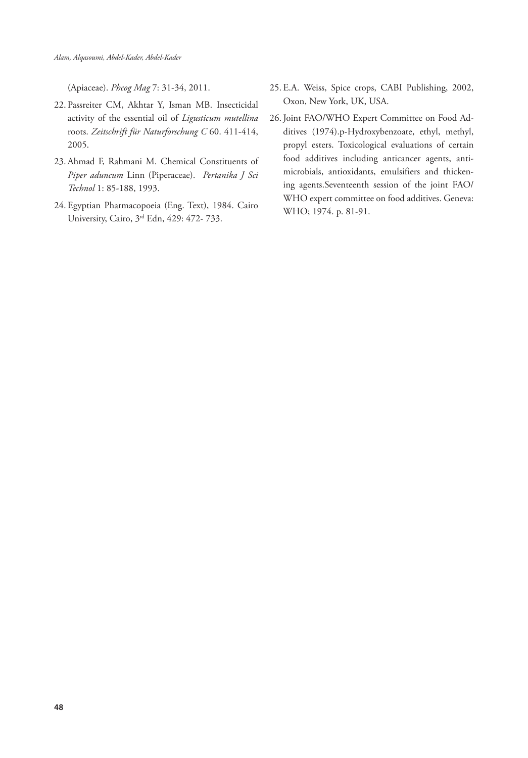(Apiaceae). *Phcog Mag* 7: 31-34, 2011.

22. Passreiter CM, Akhtar Y, Isman MB. Insecticidal activity of the essential oil of *Ligusticum mutellina* roots. *Zeitschrift für Naturforschung C* 60. 411-414, 2005.

23. Ahmad F, Rahmani M. Chemical Constituents of *Piper aduncum* Linn (Piperaceae). *Pertanika J Sci Technol* 1: 85-188, 1993.

24. Egyptian Pharmacopoeia (Eng. Text), 1984. Cairo University, Cairo, 3rd Edn, 429: 472- 733.

25. E.A. Weiss, Spice crops, CABI Publishing, 2002, Oxon, New York, UK, USA.

26. Joint FAO/WHO Expert Committee on Food Additives (1974).p-Hydroxybenzoate, ethyl, methyl, propyl esters. Toxicological evaluations of certain food additives including anticancer agents, antimicrobials, antioxidants, emulsifiers and thickening agents.Seventeenth session of the joint FAO/WHO expert committee on food additives. Geneva: WHO; 1974. p. 81-91.